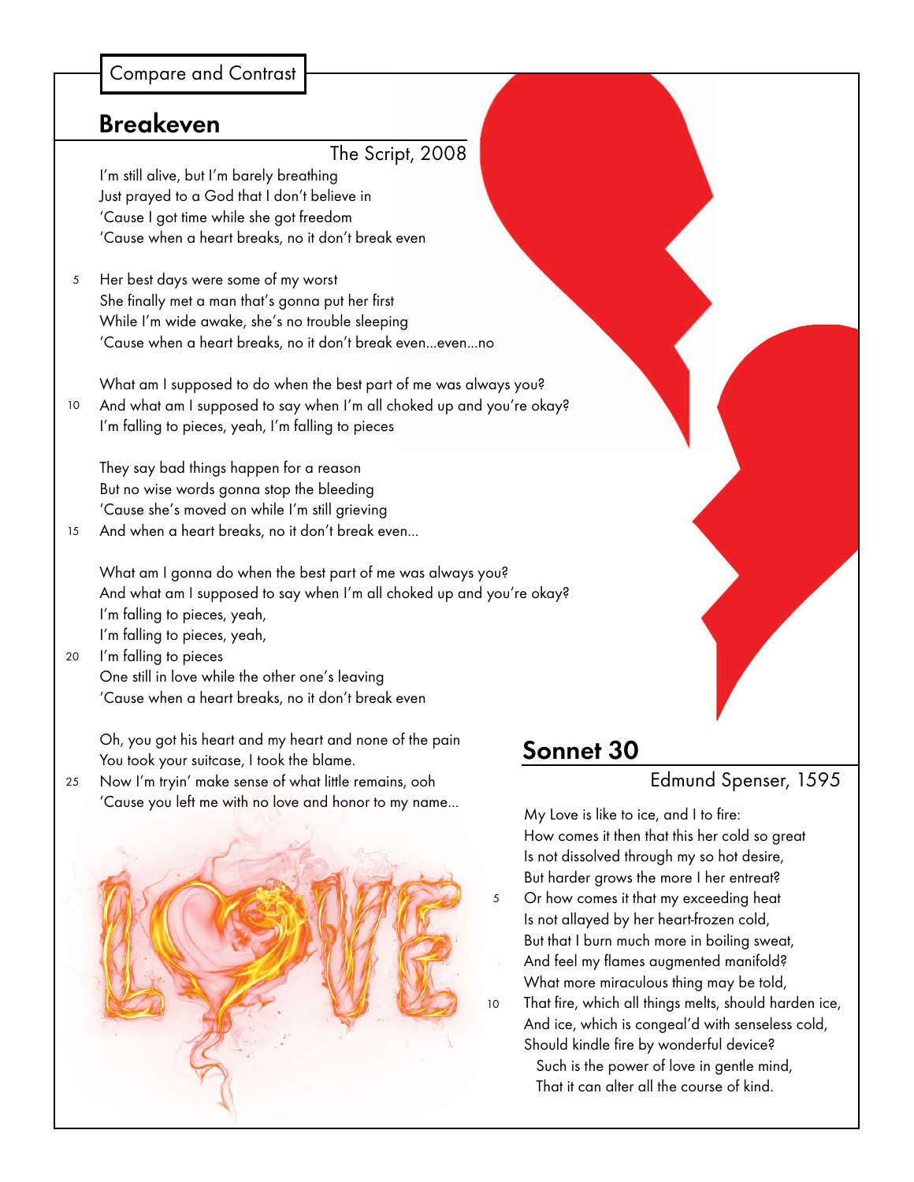Compare and Contrast

## Breakeven

The Script, 2008

I'm still alive, but I'm barely breathing
Just prayed to a God that I don't believe in
'Cause I got time while she got freedom
'Cause when a heart breaks, no it don't break even

5 Her best days were some of my worst
She finally met a man that's gonna put her first
While I'm wide awake, she's no trouble sleeping
'Cause when a heart breaks, no it don't break even...even...no

What am I supposed to do when the best part of me was always you?
10 And what am I supposed to say when I'm all choked up and you're okay?
I'm falling to pieces, yeah, I'm falling to pieces

They say bad things happen for a reason
But no wise words gonna stop the bleeding
'Cause she's moved on while I'm still grieving
15 And when a heart breaks, no it don't break even...

What am I gonna do when the best part of me was always you?
And what am I supposed to say when I'm all choked up and you're okay?
I'm falling to pieces, yeah,
I'm falling to pieces, yeah,
20 I'm falling to pieces
One still in love while the other one's leaving
'Cause when a heart breaks, no it don't break even

Oh, you got his heart and my heart and none of the pain
You took your suitcase, I took the blame.
25 Now I'm tryin' make sense of what little remains, ooh
'Cause you left me with no love and honor to my name...

## Sonnet 30

Edmund Spenser, 1595

My Love is like to ice, and I to fire:
How comes it then that this her cold so great
Is not dissolved through my so hot desire,
But harder grows the more I her entreat?
5 Or how comes it that my exceeding heat
Is not allayed by her heart-frozen cold,
But that I burn much more in boiling sweat,
And feel my flames augmented manifold?
What more miraculous thing may be told,
10 That fire, which all things melts, should harden ice,
And ice, which is congeal'd with senseless cold,
Should kindle fire by wonderful device?
Such is the power of love in gentle mind,
That it can alter all the course of kind.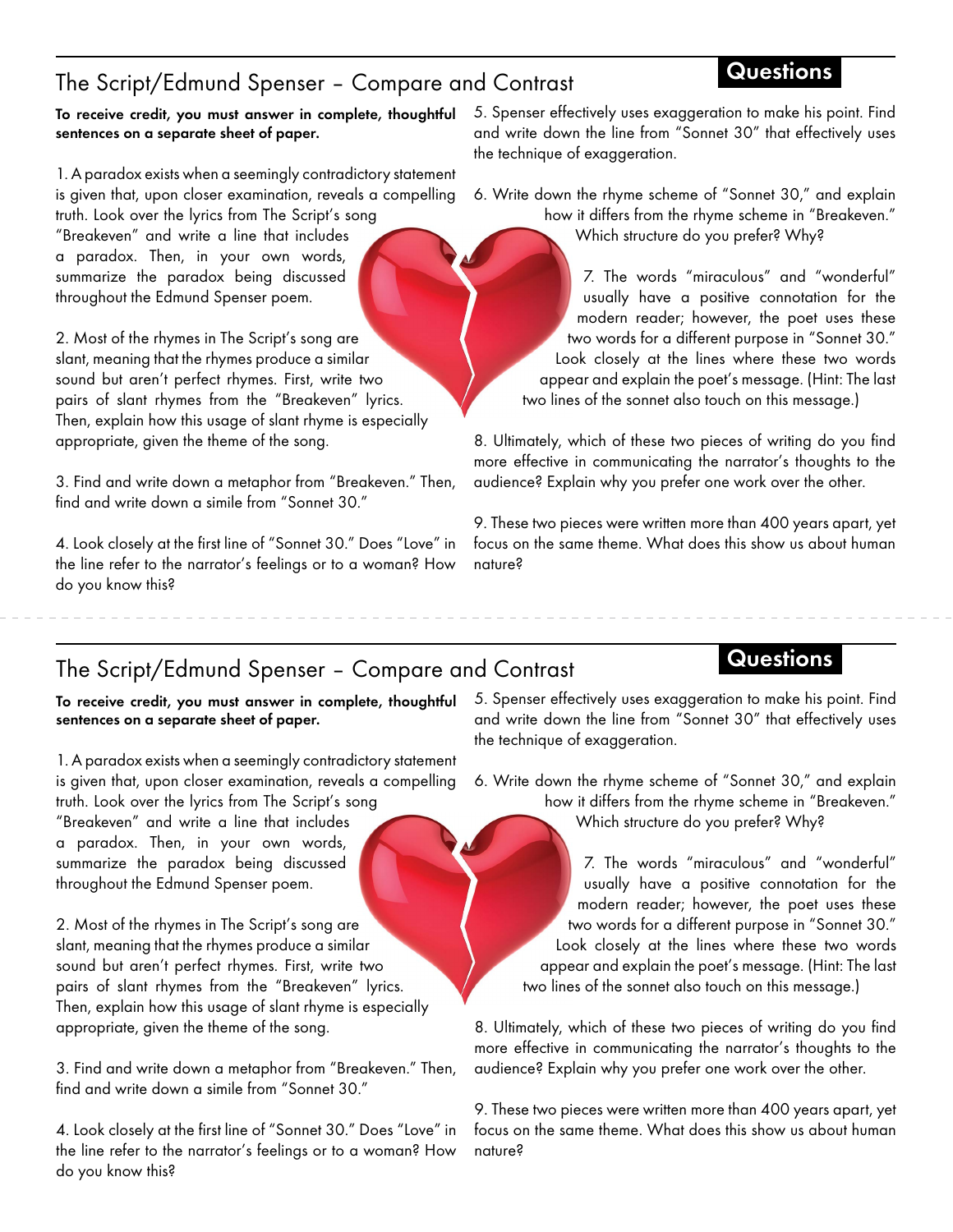## The Script/Edmund Spenser – Compare and Contrast

**Questions**

**To receive credit, you must answer in complete, thoughtful sentences on a separate sheet of paper.**

1. A paradox exists when a seemingly contradictory statement is given that, upon closer examination, reveals a compelling truth. Look over the lyrics from The Script's song "Breakeven" and write a line that includes a paradox. Then, in your own words, summarize the paradox being discussed throughout the Edmund Spenser poem.

2. Most of the rhymes in The Script's song are slant, meaning that the rhymes produce a similar sound but aren't perfect rhymes. First, write two pairs of slant rhymes from the "Breakeven" lyrics. Then, explain how this usage of slant rhyme is especially appropriate, given the theme of the song.

3. Find and write down a metaphor from "Breakeven." Then, find and write down a simile from "Sonnet 30."

4. Look closely at the first line of "Sonnet 30." Does "Love" in the line refer to the narrator's feelings or to a woman? How do you know this?

5. Spenser effectively uses exaggeration to make his point. Find and write down the line from "Sonnet 30" that effectively uses the technique of exaggeration.

6. Write down the rhyme scheme of "Sonnet 30," and explain how it differs from the rhyme scheme in "Breakeven." Which structure do you prefer? Why?

7. The words "miraculous" and "wonderful" usually have a positive connotation for the modern reader; however, the poet uses these two words for a different purpose in "Sonnet 30." Look closely at the lines where these two words appear and explain the poet's message. (Hint: The last two lines of the sonnet also touch on this message.)

8. Ultimately, which of these two pieces of writing do you find more effective in communicating the narrator's thoughts to the audience? Explain why you prefer one work over the other.

9. These two pieces were written more than 400 years apart, yet focus on the same theme. What does this show us about human nature?

---

## The Script/Edmund Spenser – Compare and Contrast

**Questions**

**To receive credit, you must answer in complete, thoughtful sentences on a separate sheet of paper.**

1. A paradox exists when a seemingly contradictory statement is given that, upon closer examination, reveals a compelling truth. Look over the lyrics from The Script's song "Breakeven" and write a line that includes a paradox. Then, in your own words, summarize the paradox being discussed throughout the Edmund Spenser poem.

2. Most of the rhymes in The Script's song are slant, meaning that the rhymes produce a similar sound but aren't perfect rhymes. First, write two pairs of slant rhymes from the "Breakeven" lyrics. Then, explain how this usage of slant rhyme is especially appropriate, given the theme of the song.

3. Find and write down a metaphor from "Breakeven." Then, find and write down a simile from "Sonnet 30."

4. Look closely at the first line of "Sonnet 30." Does "Love" in the line refer to the narrator's feelings or to a woman? How do you know this?

5. Spenser effectively uses exaggeration to make his point. Find and write down the line from "Sonnet 30" that effectively uses the technique of exaggeration.

6. Write down the rhyme scheme of "Sonnet 30," and explain how it differs from the rhyme scheme in "Breakeven." Which structure do you prefer? Why?

7. The words "miraculous" and "wonderful" usually have a positive connotation for the modern reader; however, the poet uses these two words for a different purpose in "Sonnet 30." Look closely at the lines where these two words appear and explain the poet's message. (Hint: The last two lines of the sonnet also touch on this message.)

8. Ultimately, which of these two pieces of writing do you find more effective in communicating the narrator's thoughts to the audience? Explain why you prefer one work over the other.

9. These two pieces were written more than 400 years apart, yet focus on the same theme. What does this show us about human nature?